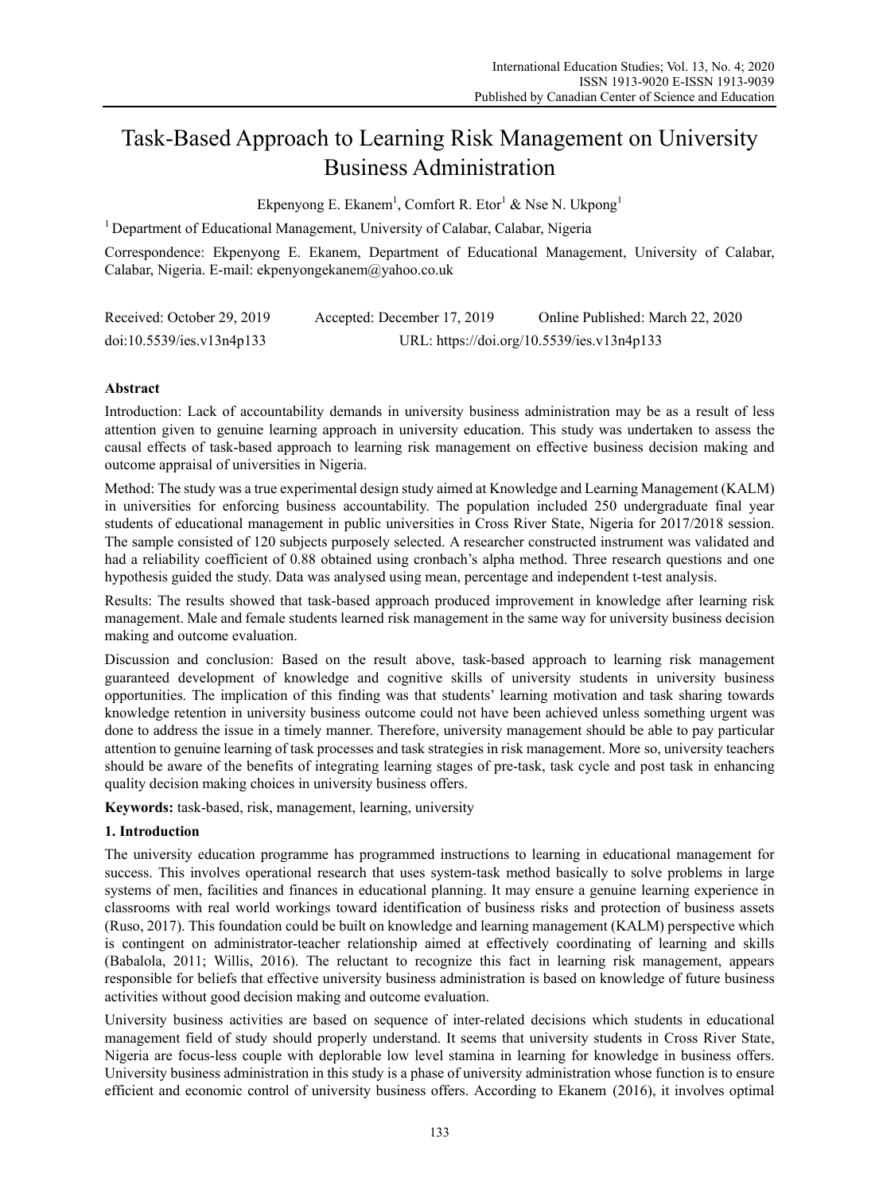# Task-Based Approach to Learning Risk Management on University Business Administration

Ekpenyong E. Ekanem[1], Comfort R. Etor[1] & Nse N. Ukpong[1]

[1] Department of Educational Management, University of Calabar, Calabar, Nigeria

Correspondence: Ekpenyong E. Ekanem, Department of Educational Management, University of Calabar, Calabar, Nigeria. E-mail: ekpenyongekanem@yahoo.co.uk

Received: October 29, 2019 Accepted: December 17, 2019 Online Published: March 22, 2020

doi:10.5539/ies.v13n4p133 URL: https://doi.org/10.5539/ies.v13n4p133

## Abstract

Introduction: Lack of accountability demands in university business administration may be as a result of less attention given to genuine learning approach in university education. This study was undertaken to assess the causal effects of task-based approach to learning risk management on effective business decision making and outcome appraisal of universities in Nigeria.

Method: The study was a true experimental design study aimed at Knowledge and Learning Management (KALM) in universities for enforcing business accountability. The population included 250 undergraduate final year students of educational management in public universities in Cross River State, Nigeria for 2017/2018 session. The sample consisted of 120 subjects purposely selected. A researcher constructed instrument was validated and had a reliability coefficient of 0.88 obtained using cronbach's alpha method. Three research questions and one hypothesis guided the study. Data was analysed using mean, percentage and independent t-test analysis.

Results: The results showed that task-based approach produced improvement in knowledge after learning risk management. Male and female students learned risk management in the same way for university business decision making and outcome evaluation.

Discussion and conclusion: Based on the result above, task-based approach to learning risk management guaranteed development of knowledge and cognitive skills of university students in university business opportunities. The implication of this finding was that students' learning motivation and task sharing towards knowledge retention in university business outcome could not have been achieved unless something urgent was done to address the issue in a timely manner. Therefore, university management should be able to pay particular attention to genuine learning of task processes and task strategies in risk management. More so, university teachers should be aware of the benefits of integrating learning stages of pre-task, task cycle and post task in enhancing quality decision making choices in university business offers.

**Keywords:** task-based, risk, management, learning, university

## 1. Introduction

The university education programme has programmed instructions to learning in educational management for success. This involves operational research that uses system-task method basically to solve problems in large systems of men, facilities and finances in educational planning. It may ensure a genuine learning experience in classrooms with real world workings toward identification of business risks and protection of business assets (Ruso, 2017). This foundation could be built on knowledge and learning management (KALM) perspective which is contingent on administrator-teacher relationship aimed at effectively coordinating of learning and skills (Babalola, 2011; Willis, 2016). The reluctant to recognize this fact in learning risk management, appears responsible for beliefs that effective university business administration is based on knowledge of future business activities without good decision making and outcome evaluation.

University business activities are based on sequence of inter-related decisions which students in educational management field of study should properly understand. It seems that university students in Cross River State, Nigeria are focus-less couple with deplorable low level stamina in learning for knowledge in business offers. University business administration in this study is a phase of university administration whose function is to ensure efficient and economic control of university business offers. According to Ekanem (2016), it involves optimal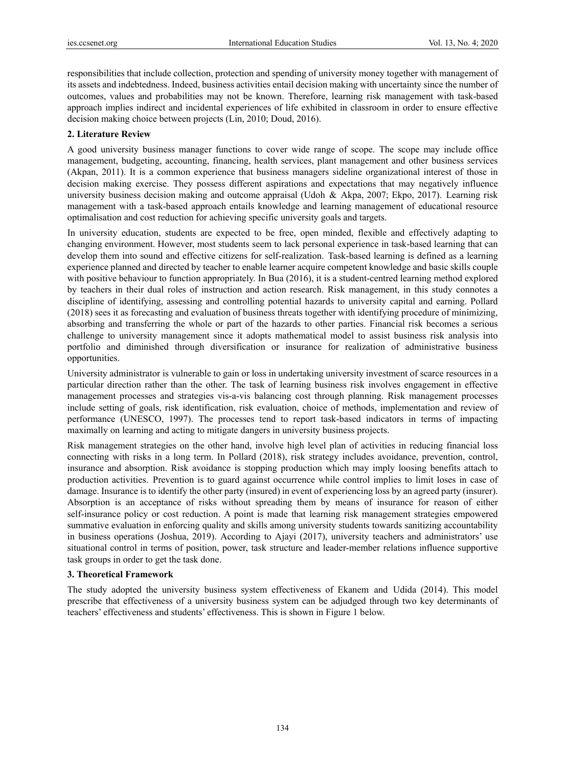responsibilities that include collection, protection and spending of university money together with management of its assets and indebtedness. Indeed, business activities entail decision making with uncertainty since the number of outcomes, values and probabilities may not be known. Therefore, learning risk management with task-based approach implies indirect and incidental experiences of life exhibited in classroom in order to ensure effective decision making choice between projects (Lin, 2010; Doud, 2016).

## 2. Literature Review

A good university business manager functions to cover wide range of scope. The scope may include office management, budgeting, accounting, financing, health services, plant management and other business services (Akpan, 2011). It is a common experience that business managers sideline organizational interest of those in decision making exercise. They possess different aspirations and expectations that may negatively influence university business decision making and outcome appraisal (Udoh & Akpa, 2007; Ekpo, 2017). Learning risk management with a task-based approach entails knowledge and learning management of educational resource optimalisation and cost reduction for achieving specific university goals and targets.

In university education, students are expected to be free, open minded, flexible and effectively adapting to changing environment. However, most students seem to lack personal experience in task-based learning that can develop them into sound and effective citizens for self-realization. Task-based learning is defined as a learning experience planned and directed by teacher to enable learner acquire competent knowledge and basic skills couple with positive behaviour to function appropriately. In Bua (2016), it is a student-centred learning method explored by teachers in their dual roles of instruction and action research. Risk management, in this study connotes a discipline of identifying, assessing and controlling potential hazards to university capital and earning. Pollard (2018) sees it as forecasting and evaluation of business threats together with identifying procedure of minimizing, absorbing and transferring the whole or part of the hazards to other parties. Financial risk becomes a serious challenge to university management since it adopts mathematical model to assist business risk analysis into portfolio and diminished through diversification or insurance for realization of administrative business opportunities.

University administrator is vulnerable to gain or loss in undertaking university investment of scarce resources in a particular direction rather than the other. The task of learning business risk involves engagement in effective management processes and strategies vis-a-vis balancing cost through planning. Risk management processes include setting of goals, risk identification, risk evaluation, choice of methods, implementation and review of performance (UNESCO, 1997). The processes tend to report task-based indicators in terms of impacting maximally on learning and acting to mitigate dangers in university business projects.

Risk management strategies on the other hand, involve high level plan of activities in reducing financial loss connecting with risks in a long term. In Pollard (2018), risk strategy includes avoidance, prevention, control, insurance and absorption. Risk avoidance is stopping production which may imply loosing benefits attach to production activities. Prevention is to guard against occurrence while control implies to limit loses in case of damage. Insurance is to identify the other party (insured) in event of experiencing loss by an agreed party (insurer). Absorption is an acceptance of risks without spreading them by means of insurance for reason of either self-insurance policy or cost reduction. A point is made that learning risk management strategies empowered summative evaluation in enforcing quality and skills among university students towards sanitizing accountability in business operations (Joshua, 2019). According to Ajayi (2017), university teachers and administrators' use situational control in terms of position, power, task structure and leader-member relations influence supportive task groups in order to get the task done.

## 3. Theoretical Framework

The study adopted the university business system effectiveness of Ekanem and Udida (2014). This model prescribe that effectiveness of a university business system can be adjudged through two key determinants of teachers' effectiveness and students' effectiveness. This is shown in Figure 1 below.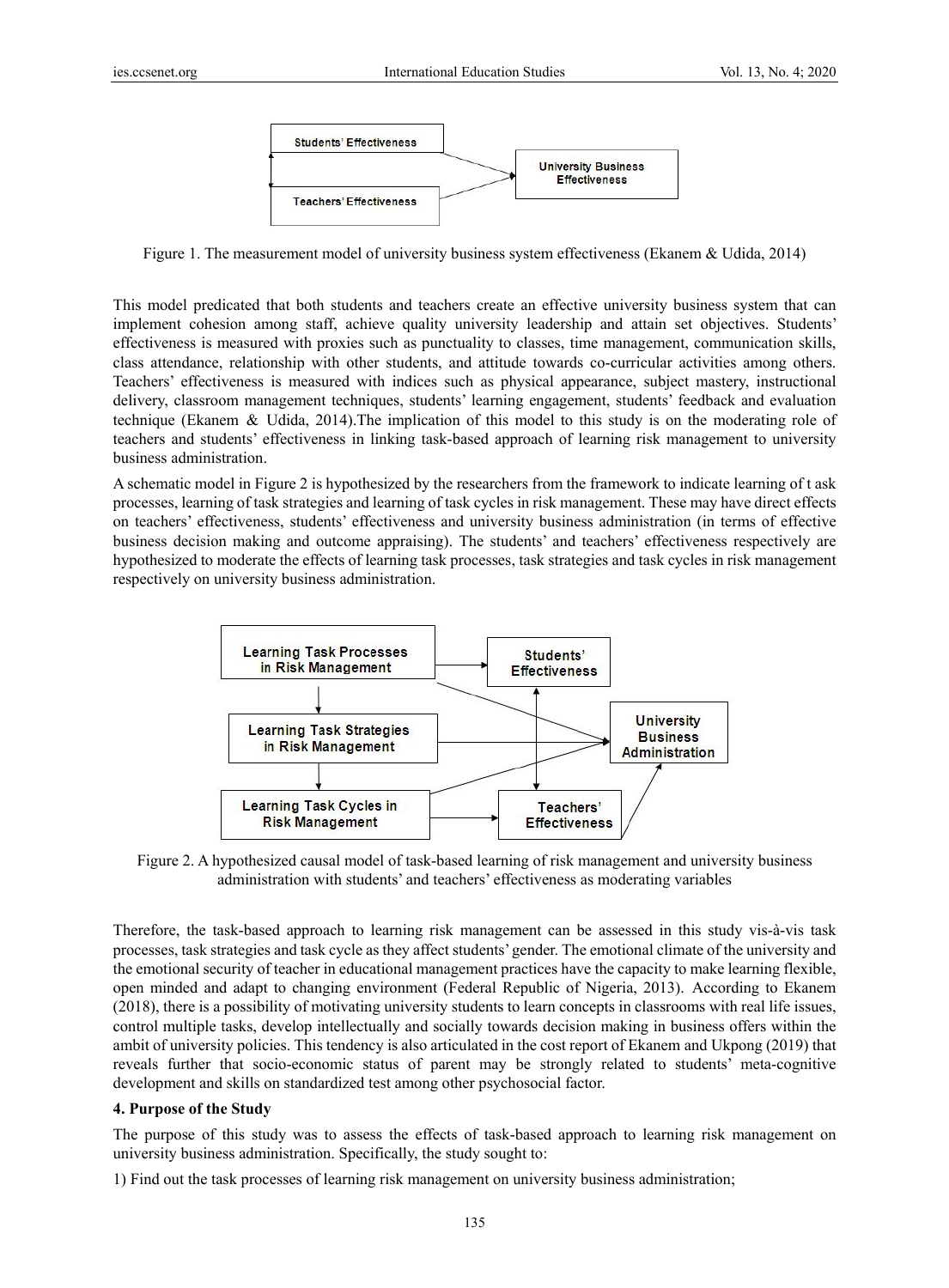Figure 1. The measurement model of university business system effectiveness (Ekanem & Udida, 2014)

This model predicated that both students and teachers create an effective university business system that can implement cohesion among staff, achieve quality university leadership and attain set objectives. Students' effectiveness is measured with proxies such as punctuality to classes, time management, communication skills, class attendance, relationship with other students, and attitude towards co-curricular activities among others. Teachers' effectiveness is measured with indices such as physical appearance, subject mastery, instructional delivery, classroom management techniques, students' learning engagement, students' feedback and evaluation technique (Ekanem & Udida, 2014).The implication of this model to this study is on the moderating role of teachers and students' effectiveness in linking task-based approach of learning risk management to university business administration.

A schematic model in Figure 2 is hypothesized by the researchers from the framework to indicate learning of t ask processes, learning of task strategies and learning of task cycles in risk management. These may have direct effects on teachers' effectiveness, students' effectiveness and university business administration (in terms of effective business decision making and outcome appraising). The students' and teachers' effectiveness respectively are hypothesized to moderate the effects of learning task processes, task strategies and task cycles in risk management respectively on university business administration.

Figure 2. A hypothesized causal model of task-based learning of risk management and university business administration with students' and teachers' effectiveness as moderating variables

Therefore, the task-based approach to learning risk management can be assessed in this study vis-à-vis task processes, task strategies and task cycle as they affect students' gender. The emotional climate of the university and the emotional security of teacher in educational management practices have the capacity to make learning flexible, open minded and adapt to changing environment (Federal Republic of Nigeria, 2013). According to Ekanem (2018), there is a possibility of motivating university students to learn concepts in classrooms with real life issues, control multiple tasks, develop intellectually and socially towards decision making in business offers within the ambit of university policies. This tendency is also articulated in the cost report of Ekanem and Ukpong (2019) that reveals further that socio-economic status of parent may be strongly related to students' meta-cognitive development and skills on standardized test among other psychosocial factor.

## 4. Purpose of the Study

The purpose of this study was to assess the effects of task-based approach to learning risk management on university business administration. Specifically, the study sought to:

1) Find out the task processes of learning risk management on university business administration;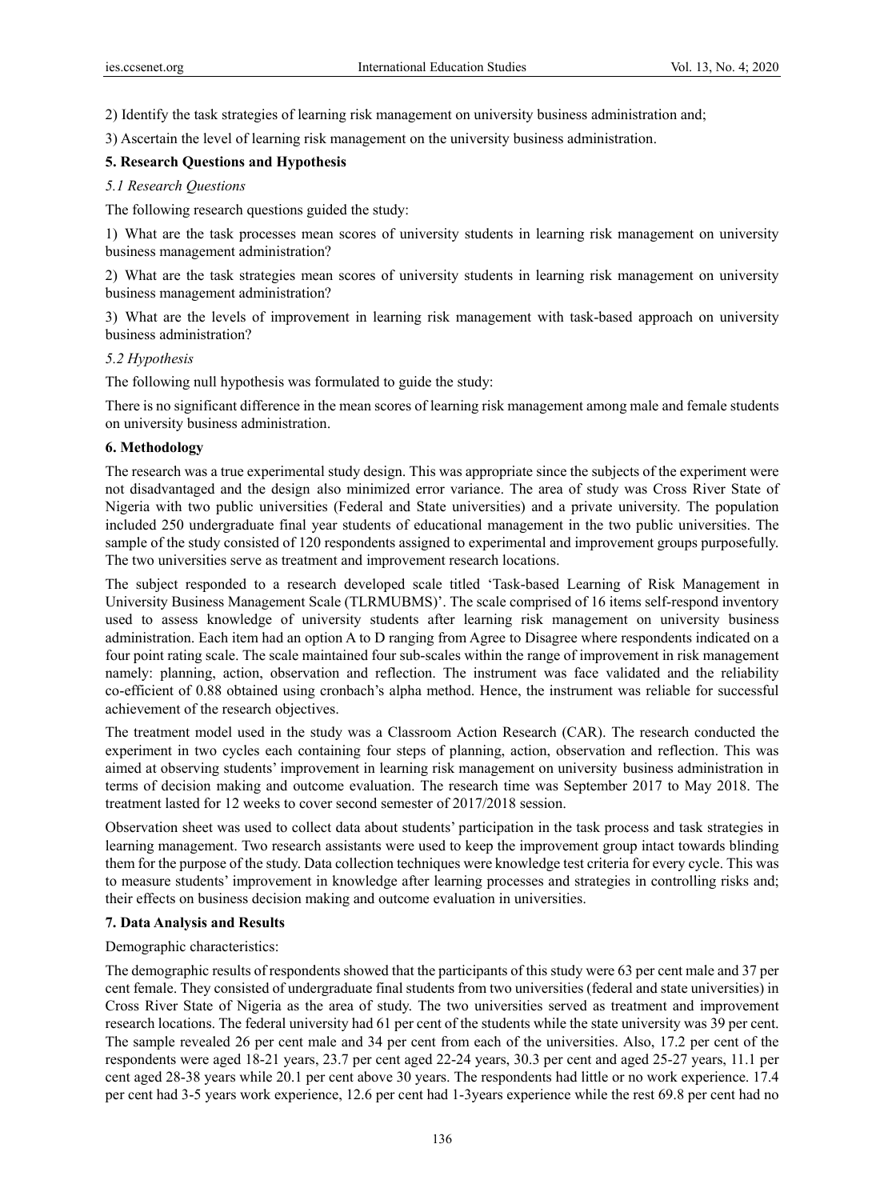2) Identify the task strategies of learning risk management on university business administration and;

3) Ascertain the level of learning risk management on the university business administration.

## 5. Research Questions and Hypothesis

### *5.1 Research Questions*

The following research questions guided the study:

1) What are the task processes mean scores of university students in learning risk management on university business management administration?

2) What are the task strategies mean scores of university students in learning risk management on university business management administration?

3) What are the levels of improvement in learning risk management with task-based approach on university business administration?

### *5.2 Hypothesis*

The following null hypothesis was formulated to guide the study:

There is no significant difference in the mean scores of learning risk management among male and female students on university business administration.

## 6. Methodology

The research was a true experimental study design. This was appropriate since the subjects of the experiment were not disadvantaged and the design also minimized error variance. The area of study was Cross River State of Nigeria with two public universities (Federal and State universities) and a private university. The population included 250 undergraduate final year students of educational management in the two public universities. The sample of the study consisted of 120 respondents assigned to experimental and improvement groups purposefully. The two universities serve as treatment and improvement research locations.

The subject responded to a research developed scale titled 'Task-based Learning of Risk Management in University Business Management Scale (TLRMUBMS)'. The scale comprised of 16 items self-respond inventory used to assess knowledge of university students after learning risk management on university business administration. Each item had an option A to D ranging from Agree to Disagree where respondents indicated on a four point rating scale. The scale maintained four sub-scales within the range of improvement in risk management namely: planning, action, observation and reflection. The instrument was face validated and the reliability co-efficient of 0.88 obtained using cronbach's alpha method. Hence, the instrument was reliable for successful achievement of the research objectives.

The treatment model used in the study was a Classroom Action Research (CAR). The research conducted the experiment in two cycles each containing four steps of planning, action, observation and reflection. This was aimed at observing students' improvement in learning risk management on university business administration in terms of decision making and outcome evaluation. The research time was September 2017 to May 2018. The treatment lasted for 12 weeks to cover second semester of 2017/2018 session.

Observation sheet was used to collect data about students' participation in the task process and task strategies in learning management. Two research assistants were used to keep the improvement group intact towards blinding them for the purpose of the study. Data collection techniques were knowledge test criteria for every cycle. This was to measure students' improvement in knowledge after learning processes and strategies in controlling risks and; their effects on business decision making and outcome evaluation in universities.

## 7. Data Analysis and Results

Demographic characteristics:

The demographic results of respondents showed that the participants of this study were 63 per cent male and 37 per cent female. They consisted of undergraduate final students from two universities (federal and state universities) in Cross River State of Nigeria as the area of study. The two universities served as treatment and improvement research locations. The federal university had 61 per cent of the students while the state university was 39 per cent. The sample revealed 26 per cent male and 34 per cent from each of the universities. Also, 17.2 per cent of the respondents were aged 18-21 years, 23.7 per cent aged 22-24 years, 30.3 per cent and aged 25-27 years, 11.1 per cent aged 28-38 years while 20.1 per cent above 30 years. The respondents had little or no work experience. 17.4 per cent had 3-5 years work experience, 12.6 per cent had 1-3years experience while the rest 69.8 per cent had no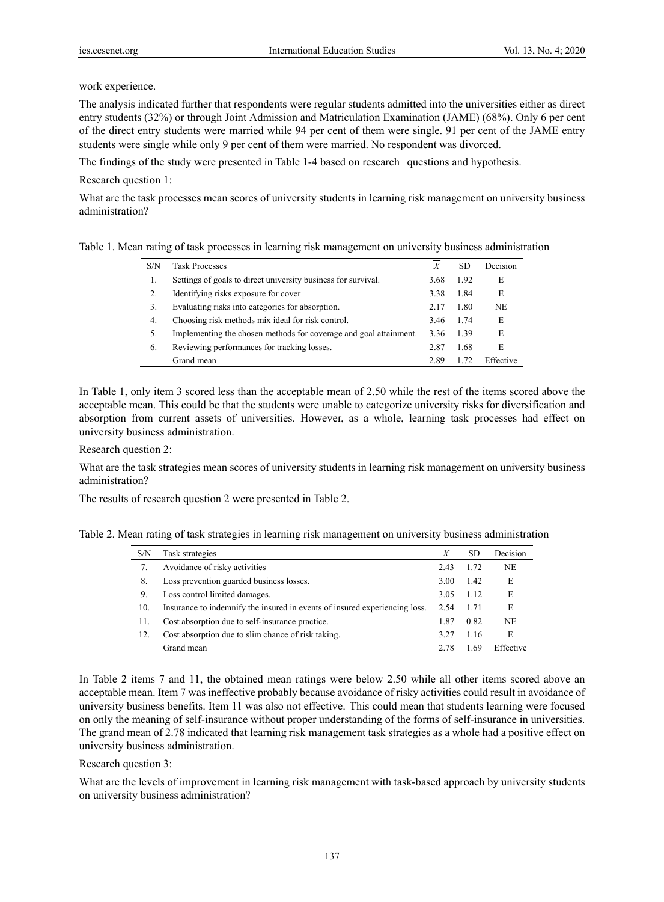work experience.

The analysis indicated further that respondents were regular students admitted into the universities either as direct entry students (32%) or through Joint Admission and Matriculation Examination (JAME) (68%). Only 6 per cent of the direct entry students were married while 94 per cent of them were single. 91 per cent of the JAME entry students were single while only 9 per cent of them were married. No respondent was divorced.

The findings of the study were presented in Table 1-4 based on research questions and hypothesis.

Research question 1:

What are the task processes mean scores of university students in learning risk management on university business administration?

Table 1. Mean rating of task processes in learning risk management on university business administration

| S/N | Task Processes | $\overline{X}$ | SD | Decision |
|---|---|---|---|---|
| 1. | Settings of goals to direct university business for survival. | 3.68 | 1.92 | E |
| 2. | Identifying risks exposure for cover | 3.38 | 1.84 | E |
| 3. | Evaluating risks into categories for absorption. | 2.17 | 1.80 | NE |
| 4. | Choosing risk methods mix ideal for risk control. | 3.46 | 1.74 | E |
| 5. | Implementing the chosen methods for coverage and goal attainment. | 3.36 | 1.39 | E |
| 6. | Reviewing performances for tracking losses. | 2.87 | 1.68 | E |
| | Grand mean | 2.89 | 1.72 | Effective |

In Table 1, only item 3 scored less than the acceptable mean of 2.50 while the rest of the items scored above the acceptable mean. This could be that the students were unable to categorize university risks for diversification and absorption from current assets of universities. However, as a whole, learning task processes had effect on university business administration.

Research question 2:

What are the task strategies mean scores of university students in learning risk management on university business administration?

The results of research question 2 were presented in Table 2.

Table 2. Mean rating of task strategies in learning risk management on university business administration

| S/N | Task strategies | $\overline{X}$ | SD | Decision |
|---|---|---|---|---|
| 7. | Avoidance of risky activities | 2.43 | 1.72 | NE |
| 8. | Loss prevention guarded business losses. | 3.00 | 1.42 | E |
| 9. | Loss control limited damages. | 3.05 | 1.12 | E |
| 10. | Insurance to indemnify the insured in events of insured experiencing loss. | 2.54 | 1.71 | E |
| 11. | Cost absorption due to self-insurance practice. | 1.87 | 0.82 | NE |
| 12. | Cost absorption due to slim chance of risk taking. | 3.27 | 1.16 | E |
| | Grand mean | 2.78 | 1.69 | Effective |

In Table 2 items 7 and 11, the obtained mean ratings were below 2.50 while all other items scored above an acceptable mean. Item 7 was ineffective probably because avoidance of risky activities could result in avoidance of university business benefits. Item 11 was also not effective. This could mean that students learning were focused on only the meaning of self-insurance without proper understanding of the forms of self-insurance in universities. The grand mean of 2.78 indicated that learning risk management task strategies as a whole had a positive effect on university business administration.

Research question 3:

What are the levels of improvement in learning risk management with task-based approach by university students on university business administration?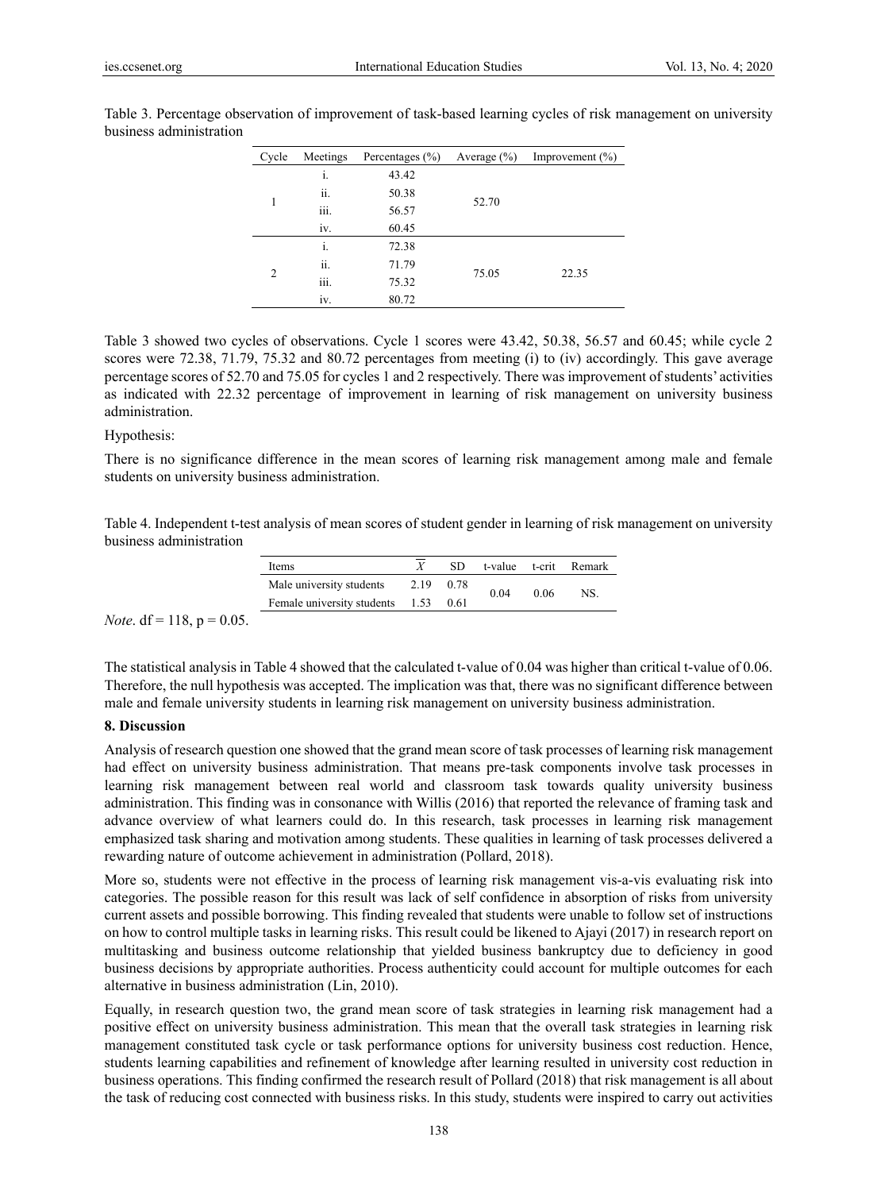Table 3. Percentage observation of improvement of task-based learning cycles of risk management on university business administration

| Cycle | Meetings | Percentages (%) | Average (%) | Improvement (%) |
|---|---|---|---|---|
| 1 | i. | 43.42 | 52.70 | |
| | ii. | 50.38 | | |
| | iii. | 56.57 | | |
| | iv. | 60.45 | | |
| 2 | i. | 72.38 | 75.05 | 22.35 |
| | ii. | 71.79 | | |
| | iii. | 75.32 | | |
| | iv. | 80.72 | | |

Table 3 showed two cycles of observations. Cycle 1 scores were 43.42, 50.38, 56.57 and 60.45; while cycle 2 scores were 72.38, 71.79, 75.32 and 80.72 percentages from meeting (i) to (iv) accordingly. This gave average percentage scores of 52.70 and 75.05 for cycles 1 and 2 respectively. There was improvement of students' activities as indicated with 22.32 percentage of improvement in learning of risk management on university business administration.

Hypothesis:

There is no significance difference in the mean scores of learning risk management among male and female students on university business administration.

Table 4. Independent t-test analysis of mean scores of student gender in learning of risk management on university business administration

| Items | $\overline{X}$ | SD | t-value | t-crit | Remark |
|---|---|---|---|---|---|
| Male university students | 2.19 | 0.78 | 0.04 | 0.06 | NS. |
| Female university students | 1.53 | 0.61 | | | |

*Note*. df = 118, p = 0.05.

The statistical analysis in Table 4 showed that the calculated t-value of 0.04 was higher than critical t-value of 0.06. Therefore, the null hypothesis was accepted. The implication was that, there was no significant difference between male and female university students in learning risk management on university business administration.

## 8. Discussion

Analysis of research question one showed that the grand mean score of task processes of learning risk management had effect on university business administration. That means pre-task components involve task processes in learning risk management between real world and classroom task towards quality university business administration. This finding was in consonance with Willis (2016) that reported the relevance of framing task and advance overview of what learners could do. In this research, task processes in learning risk management emphasized task sharing and motivation among students. These qualities in learning of task processes delivered a rewarding nature of outcome achievement in administration (Pollard, 2018).

More so, students were not effective in the process of learning risk management vis-a-vis evaluating risk into categories. The possible reason for this result was lack of self confidence in absorption of risks from university current assets and possible borrowing. This finding revealed that students were unable to follow set of instructions on how to control multiple tasks in learning risks. This result could be likened to Ajayi (2017) in research report on multitasking and business outcome relationship that yielded business bankruptcy due to deficiency in good business decisions by appropriate authorities. Process authenticity could account for multiple outcomes for each alternative in business administration (Lin, 2010).

Equally, in research question two, the grand mean score of task strategies in learning risk management had a positive effect on university business administration. This mean that the overall task strategies in learning risk management constituted task cycle or task performance options for university business cost reduction. Hence, students learning capabilities and refinement of knowledge after learning resulted in university cost reduction in business operations. This finding confirmed the research result of Pollard (2018) that risk management is all about the task of reducing cost connected with business risks. In this study, students were inspired to carry out activities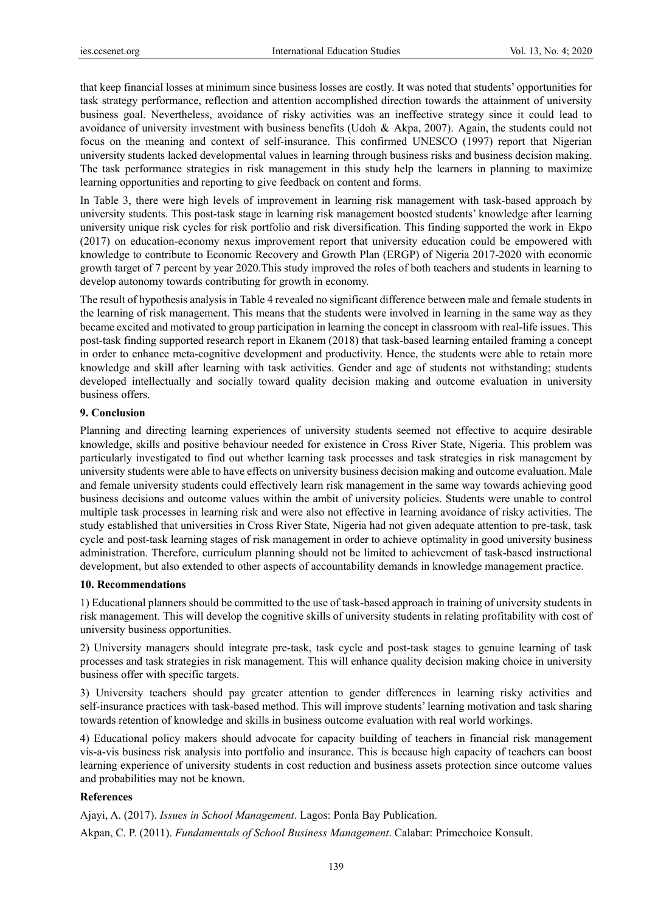that keep financial losses at minimum since business losses are costly. It was noted that students' opportunities for task strategy performance, reflection and attention accomplished direction towards the attainment of university business goal. Nevertheless, avoidance of risky activities was an ineffective strategy since it could lead to avoidance of university investment with business benefits (Udoh & Akpa, 2007). Again, the students could not focus on the meaning and context of self-insurance. This confirmed UNESCO (1997) report that Nigerian university students lacked developmental values in learning through business risks and business decision making. The task performance strategies in risk management in this study help the learners in planning to maximize learning opportunities and reporting to give feedback on content and forms.

In Table 3, there were high levels of improvement in learning risk management with task-based approach by university students. This post-task stage in learning risk management boosted students' knowledge after learning university unique risk cycles for risk portfolio and risk diversification. This finding supported the work in Ekpo (2017) on education-economy nexus improvement report that university education could be empowered with knowledge to contribute to Economic Recovery and Growth Plan (ERGP) of Nigeria 2017-2020 with economic growth target of 7 percent by year 2020.This study improved the roles of both teachers and students in learning to develop autonomy towards contributing for growth in economy.

The result of hypothesis analysis in Table 4 revealed no significant difference between male and female students in the learning of risk management. This means that the students were involved in learning in the same way as they became excited and motivated to group participation in learning the concept in classroom with real-life issues. This post-task finding supported research report in Ekanem (2018) that task-based learning entailed framing a concept in order to enhance meta-cognitive development and productivity. Hence, the students were able to retain more knowledge and skill after learning with task activities. Gender and age of students not withstanding; students developed intellectually and socially toward quality decision making and outcome evaluation in university business offers.

## 9. Conclusion

Planning and directing learning experiences of university students seemed not effective to acquire desirable knowledge, skills and positive behaviour needed for existence in Cross River State, Nigeria. This problem was particularly investigated to find out whether learning task processes and task strategies in risk management by university students were able to have effects on university business decision making and outcome evaluation. Male and female university students could effectively learn risk management in the same way towards achieving good business decisions and outcome values within the ambit of university policies. Students were unable to control multiple task processes in learning risk and were also not effective in learning avoidance of risky activities. The study established that universities in Cross River State, Nigeria had not given adequate attention to pre-task, task cycle and post-task learning stages of risk management in order to achieve optimality in good university business administration. Therefore, curriculum planning should not be limited to achievement of task-based instructional development, but also extended to other aspects of accountability demands in knowledge management practice.

## 10. Recommendations

1) Educational planners should be committed to the use of task-based approach in training of university students in risk management. This will develop the cognitive skills of university students in relating profitability with cost of university business opportunities.

2) University managers should integrate pre-task, task cycle and post-task stages to genuine learning of task processes and task strategies in risk management. This will enhance quality decision making choice in university business offer with specific targets.

3) University teachers should pay greater attention to gender differences in learning risky activities and self-insurance practices with task-based method. This will improve students' learning motivation and task sharing towards retention of knowledge and skills in business outcome evaluation with real world workings.

4) Educational policy makers should advocate for capacity building of teachers in financial risk management vis-a-vis business risk analysis into portfolio and insurance. This is because high capacity of teachers can boost learning experience of university students in cost reduction and business assets protection since outcome values and probabilities may not be known.

## References

Ajayi, A. (2017). *Issues in School Management*. Lagos: Ponla Bay Publication.

Akpan, C. P. (2011). *Fundamentals of School Business Management*. Calabar: Primechoice Konsult.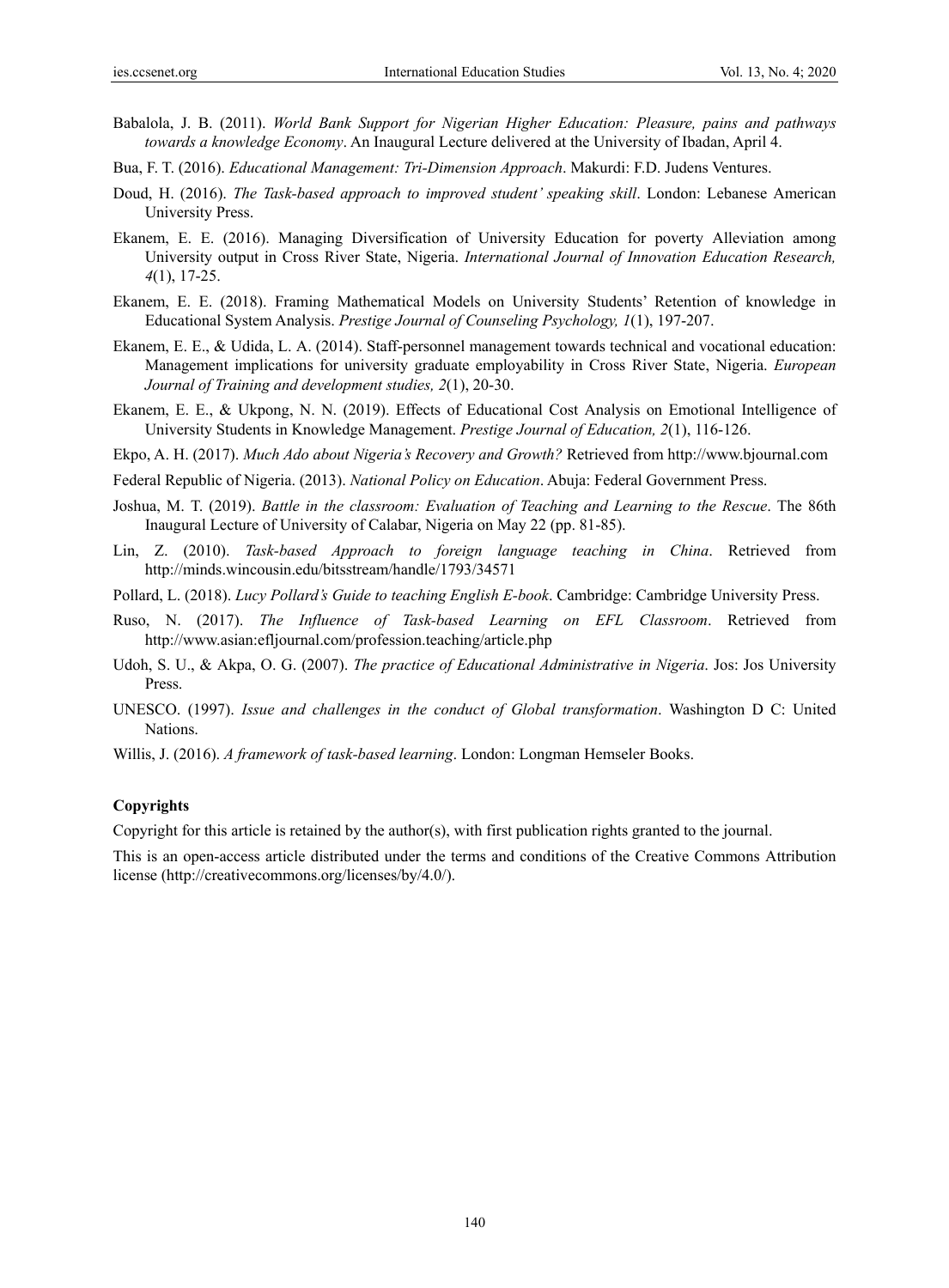Babalola, J. B. (2011). *World Bank Support for Nigerian Higher Education: Pleasure, pains and pathways towards a knowledge Economy*. An Inaugural Lecture delivered at the University of Ibadan, April 4.

Bua, F. T. (2016). *Educational Management: Tri-Dimension Approach*. Makurdi: F.D. Judens Ventures.

Doud, H. (2016). *The Task-based approach to improved student' speaking skill*. London: Lebanese American University Press.

Ekanem, E. E. (2016). Managing Diversification of University Education for poverty Alleviation among University output in Cross River State, Nigeria. *International Journal of Innovation Education Research, 4*(1), 17-25.

Ekanem, E. E. (2018). Framing Mathematical Models on University Students' Retention of knowledge in Educational System Analysis. *Prestige Journal of Counseling Psychology, 1*(1), 197-207.

Ekanem, E. E., & Udida, L. A. (2014). Staff-personnel management towards technical and vocational education: Management implications for university graduate employability in Cross River State, Nigeria. *European Journal of Training and development studies, 2*(1), 20-30.

Ekanem, E. E., & Ukpong, N. N. (2019). Effects of Educational Cost Analysis on Emotional Intelligence of University Students in Knowledge Management. *Prestige Journal of Education, 2*(1), 116-126.

Ekpo, A. H. (2017). *Much Ado about Nigeria's Recovery and Growth?* Retrieved from http://www.bjournal.com

Federal Republic of Nigeria. (2013). *National Policy on Education*. Abuja: Federal Government Press.

Joshua, M. T. (2019). *Battle in the classroom: Evaluation of Teaching and Learning to the Rescue*. The 86th Inaugural Lecture of University of Calabar, Nigeria on May 22 (pp. 81-85).

Lin, Z. (2010). *Task-based Approach to foreign language teaching in China*. Retrieved from http://minds.wincousin.edu/bitsstream/handle/1793/34571

Pollard, L. (2018). *Lucy Pollard's Guide to teaching English E-book*. Cambridge: Cambridge University Press.

Ruso, N. (2017). *The Influence of Task-based Learning on EFL Classroom*. Retrieved from http://www.asian:efljournal.com/profession.teaching/article.php

Udoh, S. U., & Akpa, O. G. (2007). *The practice of Educational Administrative in Nigeria*. Jos: Jos University Press.

UNESCO. (1997). *Issue and challenges in the conduct of Global transformation*. Washington D C: United Nations.

Willis, J. (2016). *A framework of task-based learning*. London: Longman Hemseler Books.

**Copyrights**

Copyright for this article is retained by the author(s), with first publication rights granted to the journal.

This is an open-access article distributed under the terms and conditions of the Creative Commons Attribution license (http://creativecommons.org/licenses/by/4.0/).